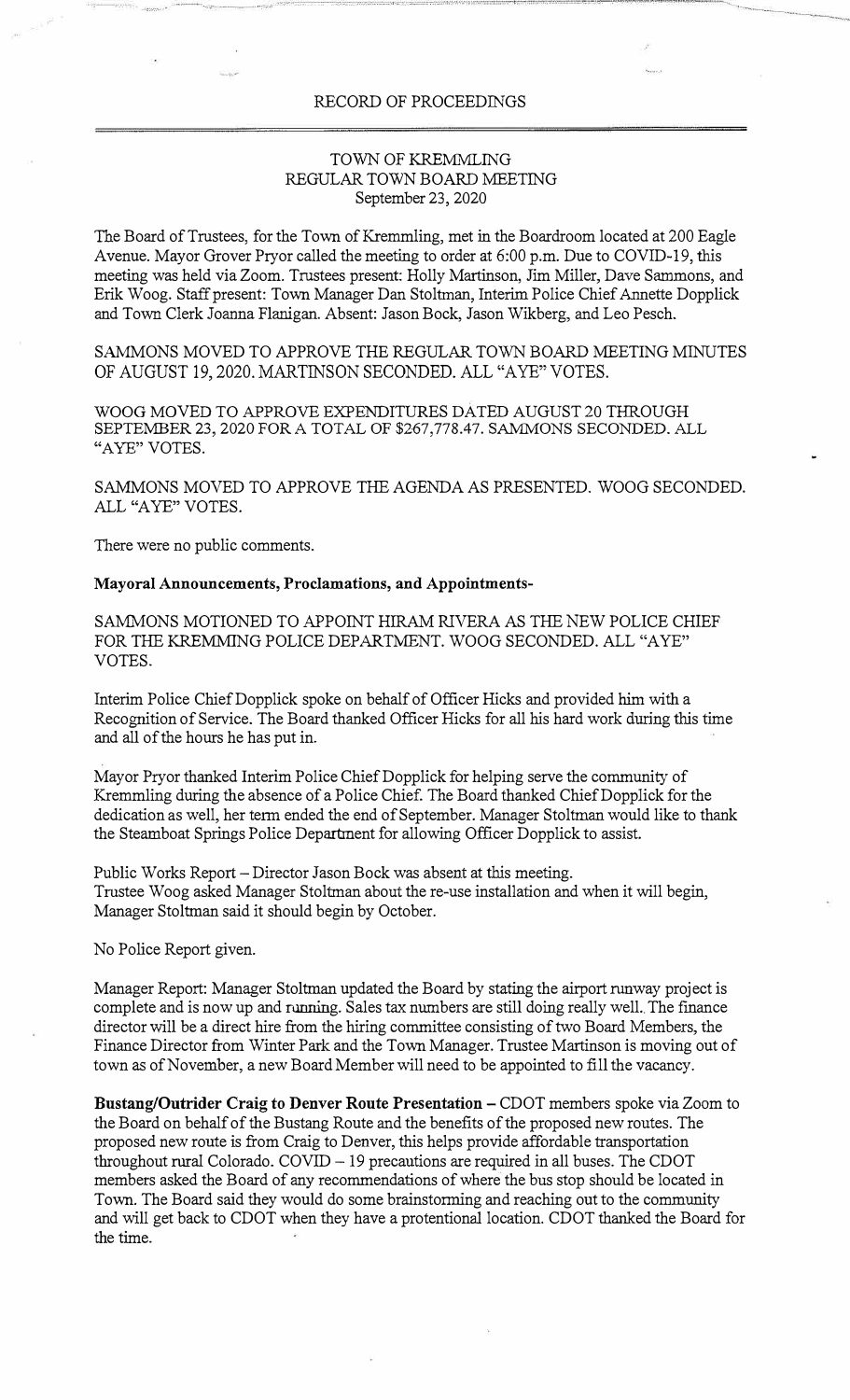RECORD OF PROCEEDINGS

TOWN OF KREMMLING
REGULAR TOWN BOARD MEETING
September 23, 2020

The Board of Trustees, for the Town of Kremmling, met in the Boardroom located at 200 Eagle Avenue. Mayor Grover Pryor called the meeting to order at 6:00 p.m. Due to COVID-19, this meeting was held via Zoom. Trustees present: Holly Martinson, Jim Miller, Dave Sammons, and Erik Woog. Staff present: Town Manager Dan Stoltman, Interim Police Chief Annette Dopplick and Town Clerk Joanna Flanigan. Absent: Jason Bock, Jason Wikberg, and Leo Pesch.

SAMMONS MOVED TO APPROVE THE REGULAR TOWN BOARD MEETING MINUTES OF AUGUST 19, 2020. MARTINSON SECONDED. ALL "AYE" VOTES.

WOOG MOVED TO APPROVE EXPENDITURES DATED AUGUST 20 THROUGH SEPTEMBER 23, 2020 FOR A TOTAL OF $267,778.47. SAMMONS SECONDED. ALL "AYE" VOTES.

SAMMONS MOVED TO APPROVE THE AGENDA AS PRESENTED. WOOG SECONDED. ALL "AYE" VOTES.

There were no public comments.

**Mayoral Announcements, Proclamations, and Appointments-**

SAMMONS MOTIONED TO APPOINT HIRAM RIVERA AS THE NEW POLICE CHIEF FOR THE KREMMING POLICE DEPARTMENT. WOOG SECONDED. ALL "AYE" VOTES.

Interim Police Chief Dopplick spoke on behalf of Officer Hicks and provided him with a Recognition of Service. The Board thanked Officer Hicks for all his hard work during this time and all of the hours he has put in.

Mayor Pryor thanked Interim Police Chief Dopplick for helping serve the community of Kremmling during the absence of a Police Chief. The Board thanked Chief Dopplick for the dedication as well, her term ended the end of September. Manager Stoltman would like to thank the Steamboat Springs Police Department for allowing Officer Dopplick to assist.

Public Works Report – Director Jason Bock was absent at this meeting.
Trustee Woog asked Manager Stoltman about the re-use installation and when it will begin, Manager Stoltman said it should begin by October.

No Police Report given.

Manager Report: Manager Stoltman updated the Board by stating the airport runway project is complete and is now up and running. Sales tax numbers are still doing really well. The finance director will be a direct hire from the hiring committee consisting of two Board Members, the Finance Director from Winter Park and the Town Manager. Trustee Martinson is moving out of town as of November, a new Board Member will need to be appointed to fill the vacancy.

**Bustang/Outrider Craig to Denver Route Presentation –** CDOT members spoke via Zoom to the Board on behalf of the Bustang Route and the benefits of the proposed new routes. The proposed new route is from Craig to Denver, this helps provide affordable transportation throughout rural Colorado. COVID – 19 precautions are required in all buses. The CDOT members asked the Board of any recommendations of where the bus stop should be located in Town. The Board said they would do some brainstorming and reaching out to the community and will get back to CDOT when they have a protentional location. CDOT thanked the Board for the time.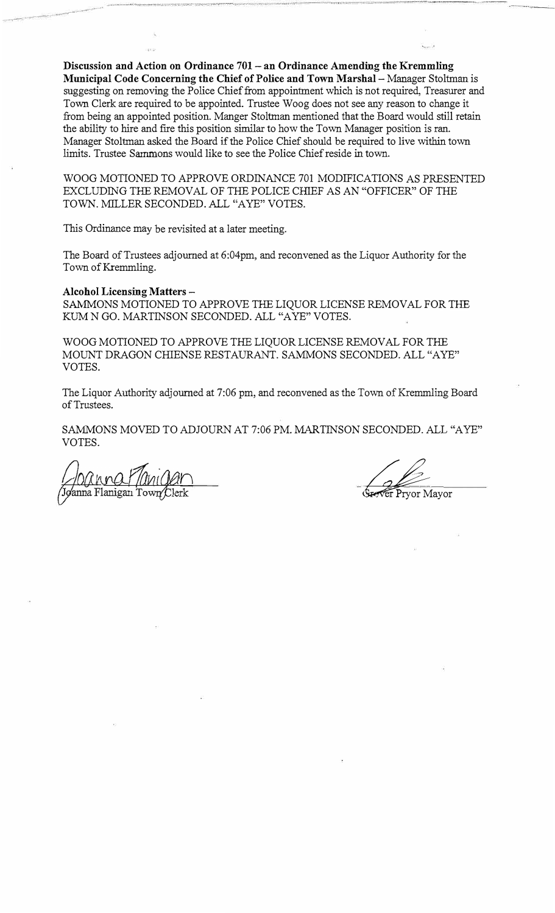**Discussion and Action on Ordinance 701 – an Ordinance Amending the Kremmling Municipal Code Concerning the Chief of Police and Town Marshal** – Manager Stoltman is suggesting on removing the Police Chief from appointment which is not required, Treasurer and Town Clerk are required to be appointed. Trustee Woog does not see any reason to change it from being an appointed position. Manger Stoltman mentioned that the Board would still retain the ability to hire and fire this position similar to how the Town Manager position is ran. Manager Stoltman asked the Board if the Police Chief should be required to live within town limits. Trustee Sammons would like to see the Police Chief reside in town.

WOOG MOTIONED TO APPROVE ORDINANCE 701 MODIFICATIONS AS PRESENTED EXCLUDING THE REMOVAL OF THE POLICE CHIEF AS AN "OFFICER" OF THE TOWN. MILLER SECONDED. ALL "AYE" VOTES.

This Ordinance may be revisited at a later meeting.

The Board of Trustees adjourned at 6:04pm, and reconvened as the Liquor Authority for the Town of Kremmling.

**Alcohol Licensing Matters –**

SAMMONS MOTIONED TO APPROVE THE LIQUOR LICENSE REMOVAL FOR THE KUM N GO. MARTINSON SECONDED. ALL "AYE" VOTES.

WOOG MOTIONED TO APPROVE THE LIQUOR LICENSE REMOVAL FOR THE MOUNT DRAGON CHIENSE RESTAURANT. SAMMONS SECONDED. ALL "AYE" VOTES.

The Liquor Authority adjourned at 7:06 pm, and reconvened as the Town of Kremmling Board of Trustees.

SAMMONS MOVED TO ADJOURN AT 7:06 PM. MARTINSON SECONDED. ALL "AYE" VOTES.

Joanna Flanigan Town Clerk

Grover Pryor Mayor